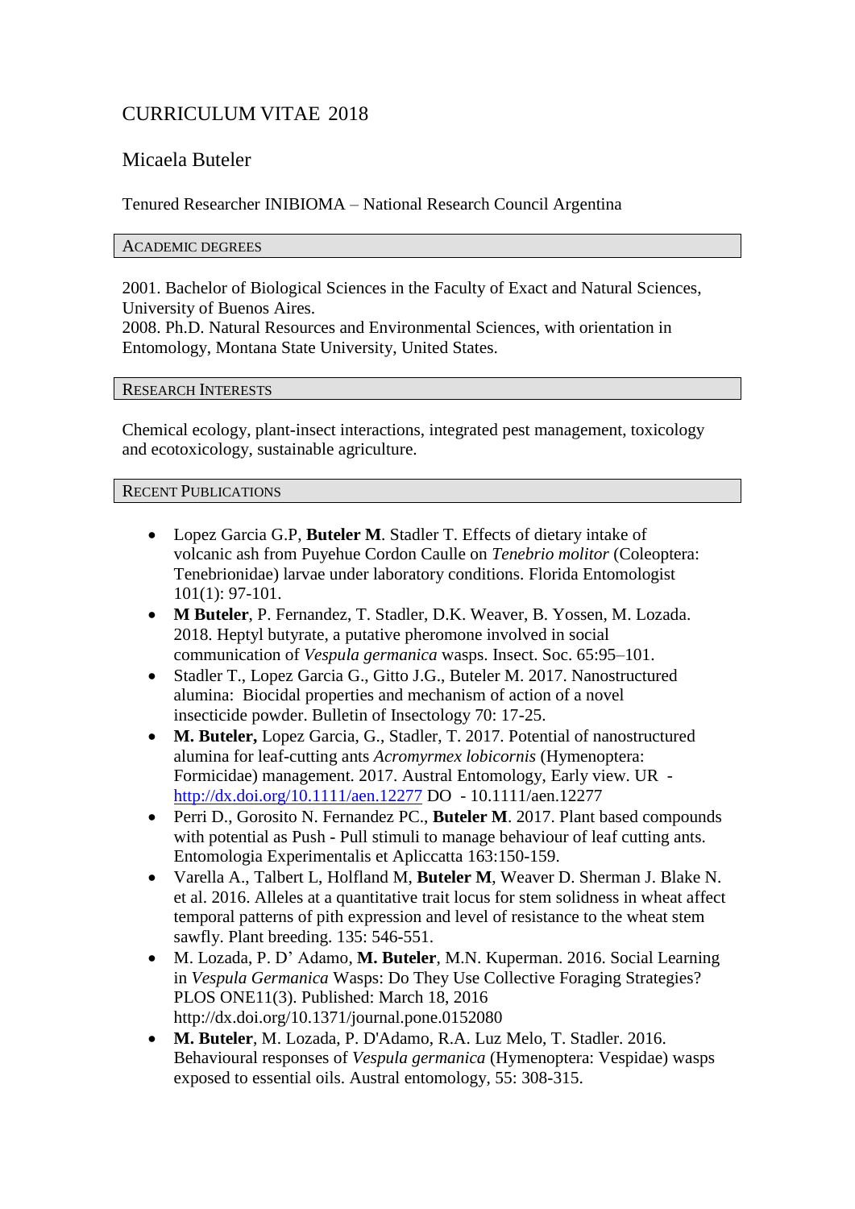# CURRICULUM VITAE 2018

## Micaela Buteler

Tenured Researcher INIBIOMA – National Research Council Argentina

### ACADEMIC DEGREES

2001. Bachelor of Biological Sciences in the Faculty of Exact and Natural Sciences, University of Buenos Aires.
2008. Ph.D. Natural Resources and Environmental Sciences, with orientation in Entomology, Montana State University, United States.

### RESEARCH INTERESTS

Chemical ecology, plant-insect interactions, integrated pest management, toxicology and ecotoxicology, sustainable agriculture.

### RECENT PUBLICATIONS

- Lopez Garcia G.P, **Buteler M**. Stadler T. Effects of dietary intake of volcanic ash from Puyehue Cordon Caulle on *Tenebrio molitor* (Coleoptera: Tenebrionidae) larvae under laboratory conditions. Florida Entomologist 101(1): 97-101.
- **M Buteler**, P. Fernandez, T. Stadler, D.K. Weaver, B. Yossen, M. Lozada. 2018. Heptyl butyrate, a putative pheromone involved in social communication of *Vespula germanica* wasps. Insect. Soc. 65:95–101.
- Stadler T., Lopez Garcia G., Gitto J.G., Buteler M. 2017. Nanostructured alumina: Biocidal properties and mechanism of action of a novel insecticide powder. Bulletin of Insectology 70: 17-25.
- **M. Buteler,** Lopez Garcia, G., Stadler, T. 2017. Potential of nanostructured alumina for leaf-cutting ants *Acromyrmex lobicornis* (Hymenoptera: Formicidae) management. 2017. Austral Entomology, Early view. UR - http://dx.doi.org/10.1111/aen.12277 DO - 10.1111/aen.12277
- Perri D., Gorosito N. Fernandez PC., **Buteler M**. 2017. Plant based compounds with potential as Push - Pull stimuli to manage behaviour of leaf cutting ants. Entomologia Experimentalis et Apliccatta 163:150-159.
- Varella A., Talbert L, Holfland M, **Buteler M**, Weaver D. Sherman J. Blake N. et al. 2016. Alleles at a quantitative trait locus for stem solidness in wheat affect temporal patterns of pith expression and level of resistance to the wheat stem sawfly. Plant breeding. 135: 546-551.
- M. Lozada, P. D' Adamo, **M. Buteler**, M.N. Kuperman. 2016. Social Learning in *Vespula Germanica* Wasps: Do They Use Collective Foraging Strategies? PLOS ONE11(3). Published: March 18, 2016 http://dx.doi.org/10.1371/journal.pone.0152080
- **M. Buteler**, M. Lozada, P. D'Adamo, R.A. Luz Melo, T. Stadler. 2016. Behavioural responses of *Vespula germanica* (Hymenoptera: Vespidae) wasps exposed to essential oils. Austral entomology, 55: 308-315.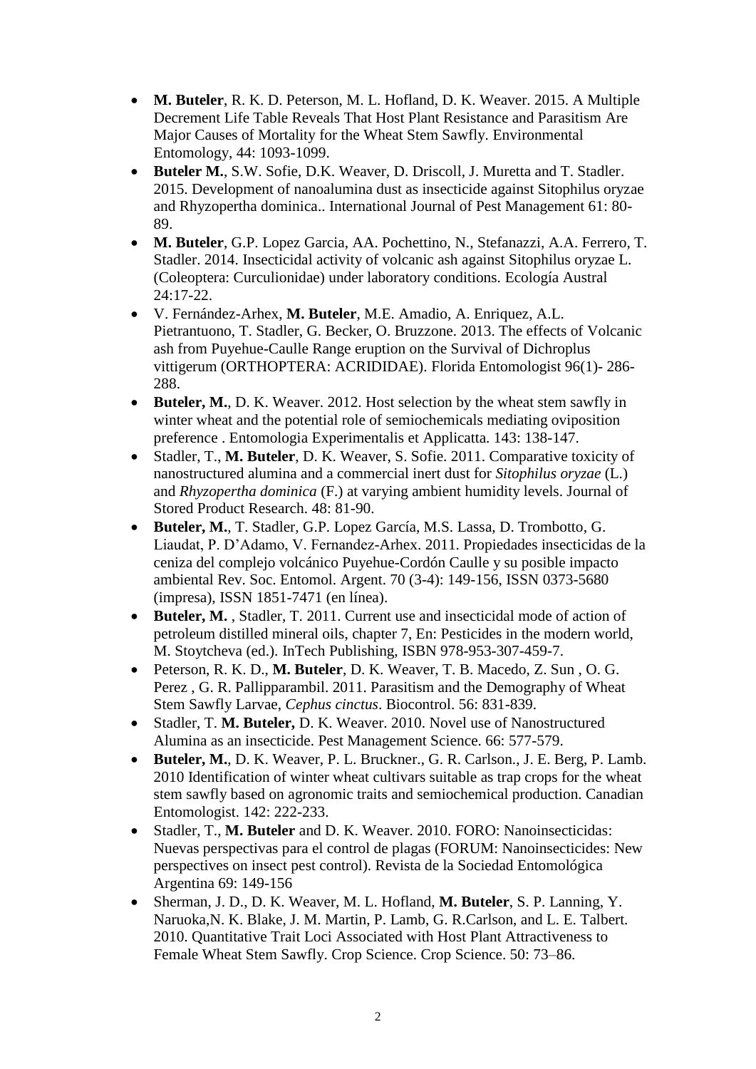- **M. Buteler**, R. K. D. Peterson, M. L. Hofland, D. K. Weaver. 2015. A Multiple Decrement Life Table Reveals That Host Plant Resistance and Parasitism Are Major Causes of Mortality for the Wheat Stem Sawfly. Environmental Entomology, 44: 1093-1099.
- **Buteler M.**, S.W. Sofie, D.K. Weaver, D. Driscoll, J. Muretta and T. Stadler. 2015. Development of nanoalumina dust as insecticide against Sitophilus oryzae and Rhyzopertha dominica.. International Journal of Pest Management 61: 80-89.
- **M. Buteler**, G.P. Lopez Garcia, AA. Pochettino, N., Stefanazzi, A.A. Ferrero, T. Stadler. 2014. Insecticidal activity of volcanic ash against Sitophilus oryzae L. (Coleoptera: Curculionidae) under laboratory conditions. Ecología Austral 24:17-22.
- V. Fernández-Arhex, **M. Buteler**, M.E. Amadio, A. Enriquez, A.L. Pietrantuono, T. Stadler, G. Becker, O. Bruzzone. 2013. The effects of Volcanic ash from Puyehue-Caulle Range eruption on the Survival of Dichroplus vittigerum (ORTHOPTERA: ACRIDIDAE). Florida Entomologist 96(1)- 286-288.
- **Buteler, M.**, D. K. Weaver. 2012. Host selection by the wheat stem sawfly in winter wheat and the potential role of semiochemicals mediating oviposition preference . Entomologia Experimentalis et Applicatta. 143: 138-147.
- Stadler, T., **M. Buteler**, D. K. Weaver, S. Sofie. 2011. Comparative toxicity of nanostructured alumina and a commercial inert dust for *Sitophilus oryzae* (L.) and *Rhyzopertha dominica* (F.) at varying ambient humidity levels. Journal of Stored Product Research. 48: 81-90.
- **Buteler, M.**, T. Stadler, G.P. Lopez García, M.S. Lassa, D. Trombotto, G. Liaudat, P. D'Adamo, V. Fernandez-Arhex. 2011. Propiedades insecticidas de la ceniza del complejo volcánico Puyehue-Cordón Caulle y su posible impacto ambiental Rev. Soc. Entomol. Argent. 70 (3-4): 149-156, ISSN 0373-5680 (impresa), ISSN 1851-7471 (en línea).
- **Buteler, M.** , Stadler, T. 2011. Current use and insecticidal mode of action of petroleum distilled mineral oils, chapter 7, En: Pesticides in the modern world, M. Stoytcheva (ed.). InTech Publishing, ISBN 978-953-307-459-7.
- Peterson, R. K. D., **M. Buteler**, D. K. Weaver, T. B. Macedo, Z. Sun , O. G. Perez , G. R. Pallipparambil. 2011. Parasitism and the Demography of Wheat Stem Sawfly Larvae, *Cephus cinctus*. Biocontrol. 56: 831-839.
- Stadler, T. **M. Buteler,** D. K. Weaver. 2010. Novel use of Nanostructured Alumina as an insecticide. Pest Management Science. 66: 577-579.
- **Buteler, M.**, D. K. Weaver, P. L. Bruckner., G. R. Carlson., J. E. Berg, P. Lamb. 2010 Identification of winter wheat cultivars suitable as trap crops for the wheat stem sawfly based on agronomic traits and semiochemical production. Canadian Entomologist. 142: 222-233.
- Stadler, T., **M. Buteler** and D. K. Weaver. 2010. FORO: Nanoinsecticidas: Nuevas perspectivas para el control de plagas (FORUM: Nanoinsecticides: New perspectives on insect pest control). Revista de la Sociedad Entomológica Argentina 69: 149-156
- Sherman, J. D., D. K. Weaver, M. L. Hofland, **M. Buteler**, S. P. Lanning, Y. Naruoka,N. K. Blake, J. M. Martin, P. Lamb, G. R.Carlson, and L. E. Talbert. 2010. Quantitative Trait Loci Associated with Host Plant Attractiveness to Female Wheat Stem Sawfly. Crop Science. Crop Science. 50: 73–86.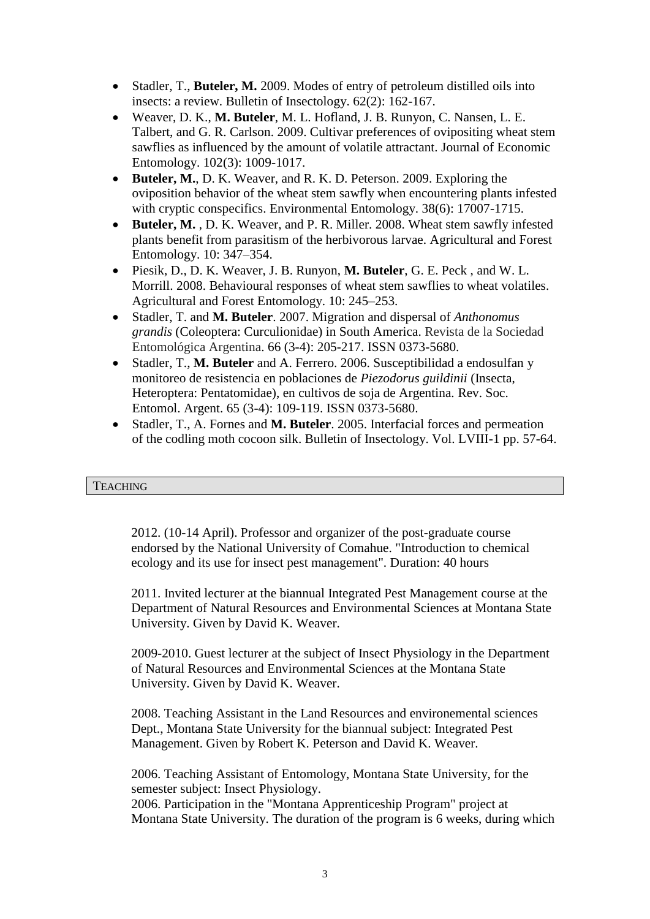- Stadler, T., **Buteler, M.** 2009. Modes of entry of petroleum distilled oils into insects: a review. Bulletin of Insectology. 62(2): 162-167.
- Weaver, D. K., **M. Buteler**, M. L. Hofland, J. B. Runyon, C. Nansen, L. E. Talbert, and G. R. Carlson. 2009. Cultivar preferences of ovipositing wheat stem sawflies as influenced by the amount of volatile attractant. Journal of Economic Entomology. 102(3): 1009-1017.
- **Buteler, M.**, D. K. Weaver, and R. K. D. Peterson. 2009. Exploring the oviposition behavior of the wheat stem sawfly when encountering plants infested with cryptic conspecifics. Environmental Entomology. 38(6): 17007-1715.
- **Buteler, M.** , D. K. Weaver, and P. R. Miller. 2008. Wheat stem sawfly infested plants benefit from parasitism of the herbivorous larvae. Agricultural and Forest Entomology. 10: 347–354.
- Piesik, D., D. K. Weaver, J. B. Runyon, **M. Buteler**, G. E. Peck , and W. L. Morrill. 2008. Behavioural responses of wheat stem sawflies to wheat volatiles. Agricultural and Forest Entomology. 10: 245–253.
- Stadler, T. and **M. Buteler**. 2007. Migration and dispersal of *Anthonomus grandis* (Coleoptera: Curculionidae) in South America. Revista de la Sociedad Entomológica Argentina. 66 (3-4): 205-217. ISSN 0373-5680.
- Stadler, T., **M. Buteler** and A. Ferrero. 2006. Susceptibilidad a endosulfan y monitoreo de resistencia en poblaciones de *Piezodorus guildinii* (Insecta, Heteroptera: Pentatomidae), en cultivos de soja de Argentina. Rev. Soc. Entomol. Argent. 65 (3-4): 109-119. ISSN 0373-5680.
- Stadler, T., A. Fornes and **M. Buteler**. 2005. Interfacial forces and permeation of the codling moth cocoon silk. Bulletin of Insectology. Vol. LVIII-1 pp. 57-64.

## Teaching

2012. (10-14 April). Professor and organizer of the post-graduate course endorsed by the National University of Comahue. "Introduction to chemical ecology and its use for insect pest management". Duration: 40 hours

2011. Invited lecturer at the biannual Integrated Pest Management course at the Department of Natural Resources and Environmental Sciences at Montana State University. Given by David K. Weaver.

2009-2010. Guest lecturer at the subject of Insect Physiology in the Department of Natural Resources and Environmental Sciences at the Montana State University. Given by David K. Weaver.

2008. Teaching Assistant in the Land Resources and environemental sciences Dept., Montana State University for the biannual subject: Integrated Pest Management. Given by Robert K. Peterson and David K. Weaver.

2006. Teaching Assistant of Entomology, Montana State University, for the semester subject: Insect Physiology.
2006. Participation in the "Montana Apprenticeship Program" project at Montana State University. The duration of the program is 6 weeks, during which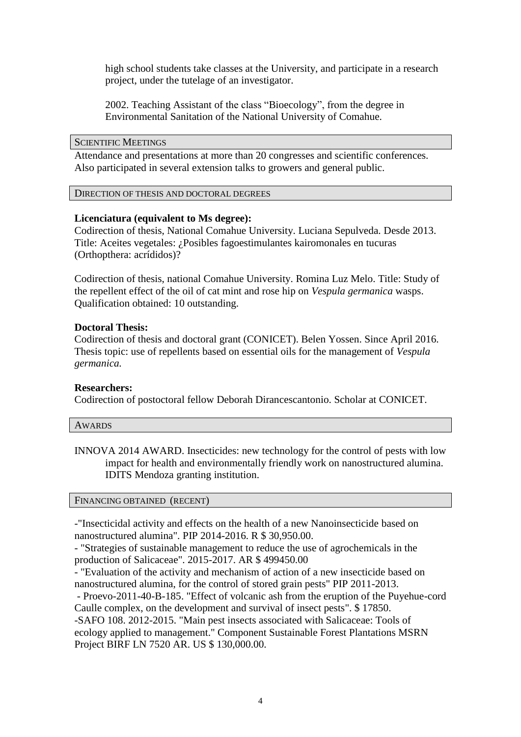high school students take classes at the University, and participate in a research project, under the tutelage of an investigator.

2002. Teaching Assistant of the class "Bioecology", from the degree in Environmental Sanitation of the National University of Comahue.

## Scientific Meetings

Attendance and presentations at more than 20 congresses and scientific conferences. Also participated in several extension talks to growers and general public.

## Direction of thesis and doctoral degrees

**Licenciatura (equivalent to Ms degree):**

Codirection of thesis, National Comahue University. Luciana Sepulveda. Desde 2013. Title: Aceites vegetales: ¿Posibles fagoestimulantes kairomonales en tucuras (Orthopthera: acrídidos)?

Codirection of thesis, national Comahue University. Romina Luz Melo. Title: Study of the repellent effect of the oil of cat mint and rose hip on *Vespula germanica* wasps. Qualification obtained: 10 outstanding.

**Doctoral Thesis:**

Codirection of thesis and doctoral grant (CONICET). Belen Yossen. Since April 2016. Thesis topic: use of repellents based on essential oils for the management of *Vespula germanica.*

**Researchers:**

Codirection of postoctoral fellow Deborah Dirancescantonio. Scholar at CONICET.

## Awards

INNOVA 2014 AWARD. Insecticides: new technology for the control of pests with low impact for health and environmentally friendly work on nanostructured alumina. IDITS Mendoza granting institution.

## Financing obtained (recent)

-"Insecticidal activity and effects on the health of a new Nanoinsecticide based on nanostructured alumina". PIP 2014-2016. R $ 30,950.00.

- "Strategies of sustainable management to reduce the use of agrochemicals in the production of Salicaceae". 2015-2017. AR $ 499450.00

- "Evaluation of the activity and mechanism of action of a new insecticide based on nanostructured alumina, for the control of stored grain pests" PIP 2011-2013.

- Proevo-2011-40-B-185. "Effect of volcanic ash from the eruption of the Puyehue-cord Caulle complex, on the development and survival of insect pests". $ 17850.

-SAFO 108. 2012-2015. "Main pest insects associated with Salicaceae: Tools of ecology applied to management." Component Sustainable Forest Plantations MSRN Project BIRF LN 7520 AR. US $ 130,000.00.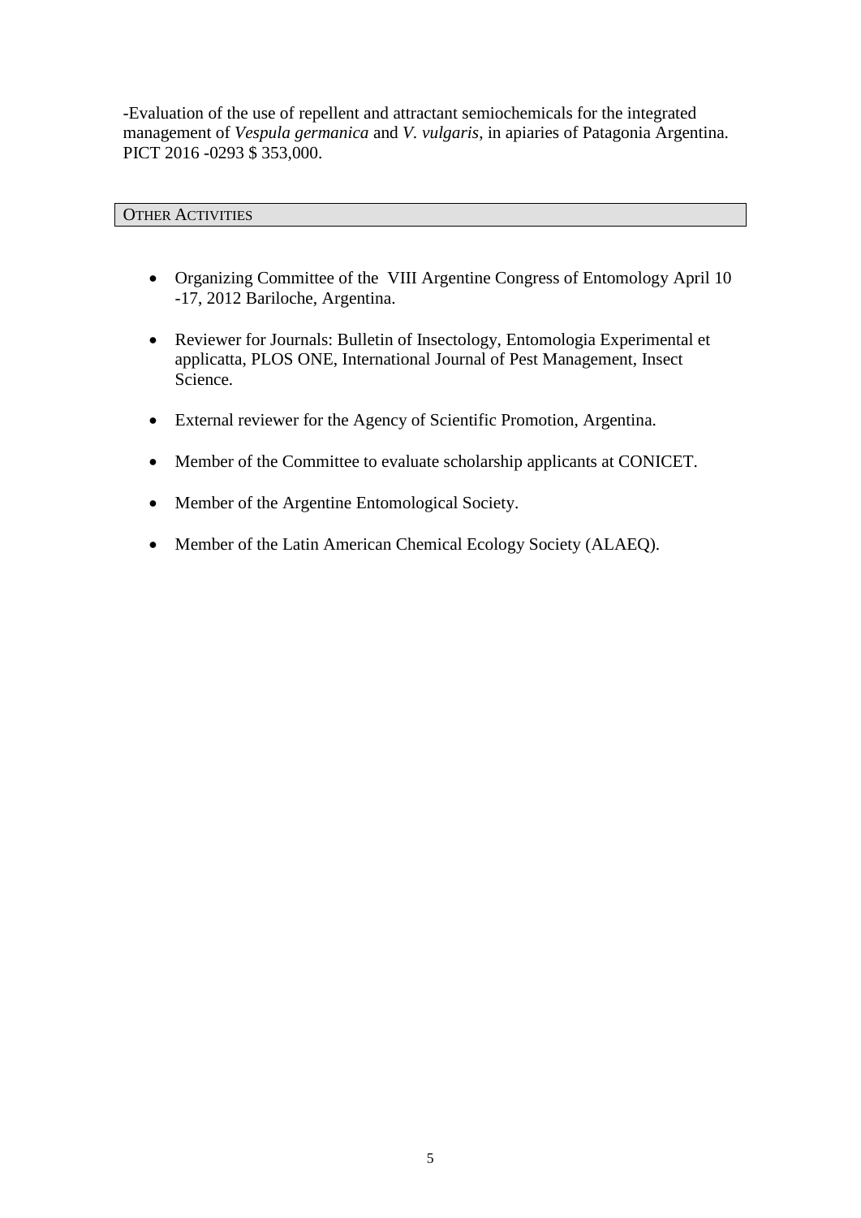-Evaluation of the use of repellent and attractant semiochemicals for the integrated management of *Vespula germanica* and *V. vulgaris*, in apiaries of Patagonia Argentina. PICT 2016 -0293 $ 353,000.

## Other Activities

- Organizing Committee of the VIII Argentine Congress of Entomology April 10 -17, 2012 Bariloche, Argentina.
- Reviewer for Journals: Bulletin of Insectology, Entomologia Experimental et applicatta, PLOS ONE, International Journal of Pest Management, Insect Science.
- External reviewer for the Agency of Scientific Promotion, Argentina.
- Member of the Committee to evaluate scholarship applicants at CONICET.
- Member of the Argentine Entomological Society.
- Member of the Latin American Chemical Ecology Society (ALAEQ).